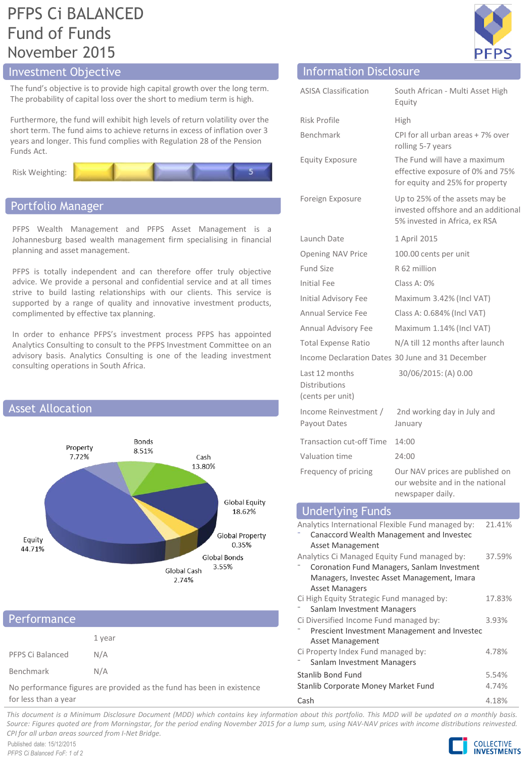# PFPS Ci BALANCED Fund of Funds November 2015

## Investment Objective

The fund's objective is to provide high capital growth over the long term. The probability of capital loss over the short to medium term is high.

Furthermore, the fund will exhibit high levels of return volatility over the short term. The fund aims to achieve returns in excess of inflation over 3 years and longer. This fund complies with Regulation 28 of the Pension Funds Act.

Risk Weighting: 5

## Portfolio Manager

PFPS Wealth Management and PFPS Asset Management is a Johannesburg based wealth management firm specialising in financial planning and asset management.

PFPS is totally independent and can therefore offer truly objective advice. We provide a personal and confidential service and at all times strive to build lasting relationships with our clients. This service is supported by a range of quality and innovative investment products, complimented by effective tax planning.

In order to enhance PFPS's investment process PFPS has appointed Analytics Consulting to consult to the PFPS Investment Committee on an advisory basis. Analytics Consulting is one of the leading investment consulting operations in South Africa.

## Asset Allocation

| Asset | % |
|---|---|
| Property | 7.72% |
| Bonds | 8.51% |
| Cash | 13.80% |
| Global Equity | 18.62% |
| Global Property | 0.35% |
| Global Bonds | 3.55% |
| Global Cash | 2.74% |
| Equity | 44.71% |

## Performance

| | 1 year |
|---|---|
| PFPS Ci Balanced | N/A |
| Benchmark | N/A |

No performance figures are provided as the fund has been in existence for less than a year

## Information Disclosure

| | |
|---|---|
| ASISA Classification | South African - Multi Asset High Equity |
| Risk Profile | High |
| Benchmark | CPI for all urban areas + 7% over rolling 5-7 years |
| Equity Exposure | The Fund will have a maximum effective exposure of 0% and 75% for equity and 25% for property |
| Foreign Exposure | Up to 25% of the assets may be invested offshore and an additional 5% invested in Africa, ex RSA |
| Launch Date | 1 April 2015 |
| Opening NAV Price | 100.00 cents per unit |
| Fund Size | R 62 million |
| Initial Fee | Class A: 0% |
| Initial Advisory Fee | Maximum 3.42% (Incl VAT) |
| Annual Service Fee | Class A: 0.684% (Incl VAT) |
| Annual Advisory Fee | Maximum 1.14% (Incl VAT) |
| Total Expense Ratio | N/A till 12 months after launch |
| Income Declaration Dates | 30 June and 31 December |
| Last 12 months Distributions (cents per unit) | 30/06/2015: (A) 0.00 |
| Income Reinvestment / Payout Dates | 2nd working day in July and January |
| Transaction cut-off Time | 14:00 |
| Valuation time | 24:00 |
| Frequency of pricing | Our NAV prices are published on our website and in the national newspaper daily. |

## Underlying Funds

| Fund | % |
|---|---|
| Analytics International Flexible Fund managed by: - Canaccord Wealth Management and Investec Asset Management | 21.41% |
| Analytics Ci Managed Equity Fund managed by: - Coronation Fund Managers, Sanlam Investment Managers, Investec Asset Management, Imara Asset Managers | 37.59% |
| Ci High Equity Strategic Fund managed by: - Sanlam Investment Managers | 17.83% |
| Ci Diversified Income Fund managed by: - Prescient Investment Management and Investec Asset Management | 3.93% |
| Ci Property Index Fund managed by: - Sanlam Investment Managers | 4.78% |
| Stanlib Bond Fund | 5.54% |
| Stanlib Corporate Money Market Fund | 4.74% |
| Cash | 4.18% |

*This document is a Minimum Disclosure Document (MDD) which contains key information about this portfolio. This MDD will be updated on a monthly basis. Source: Figures quoted are from Morningstar, for the period ending November 2015 for a lump sum, using NAV-NAV prices with income distributions reinvested. CPI for all urban areas sourced from I-Net Bridge.*

Published date: 15/12/2015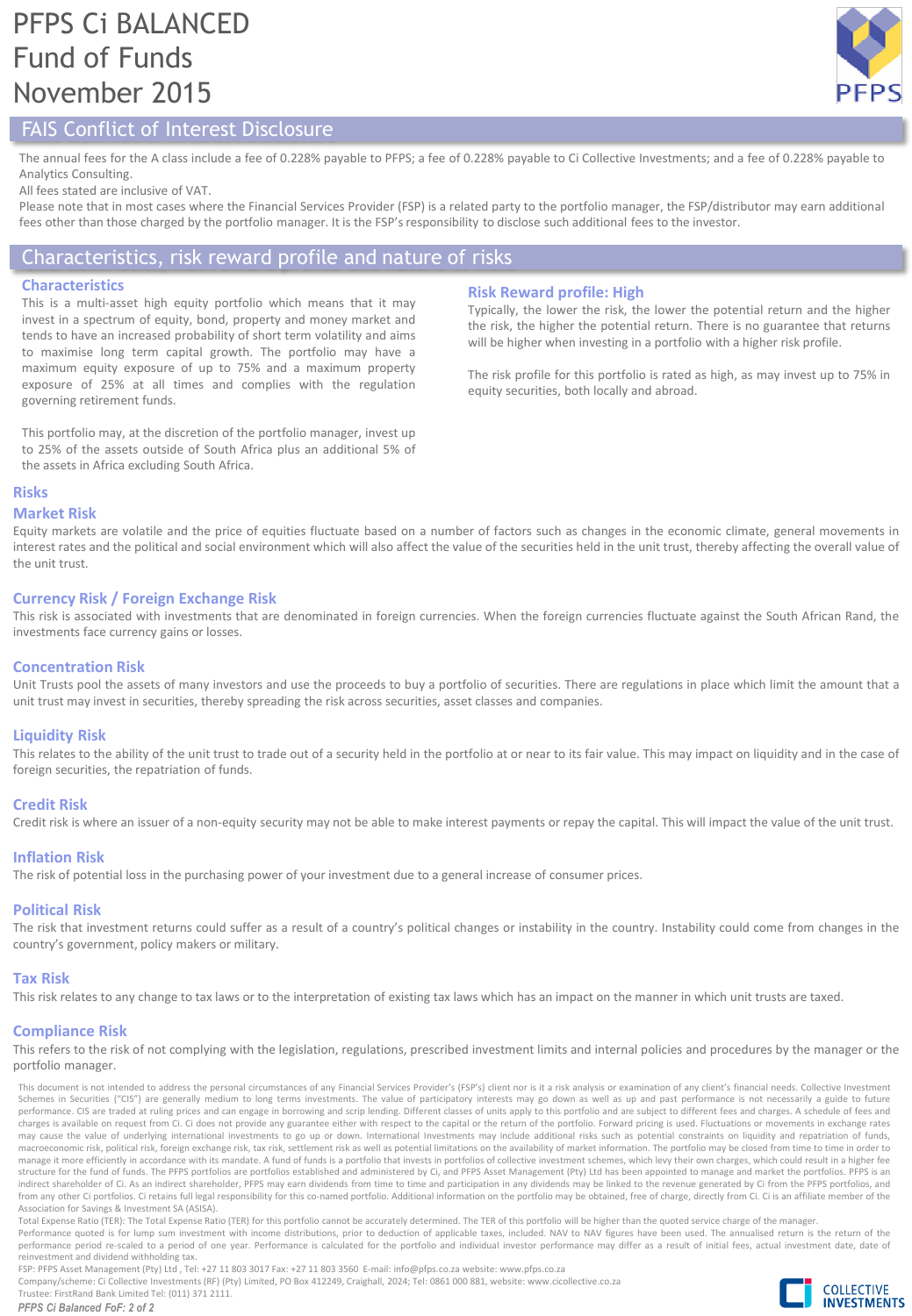# PFPS Ci BALANCED Fund of Funds November 2015

## FAIS Conflict of Interest Disclosure

The annual fees for the A class include a fee of 0.228% payable to PFPS; a fee of 0.228% payable to Ci Collective Investments; and a fee of 0.228% payable to Analytics Consulting.

All fees stated are inclusive of VAT.

Please note that in most cases where the Financial Services Provider (FSP) is a related party to the portfolio manager, the FSP/distributor may earn additional fees other than those charged by the portfolio manager. It is the FSP's responsibility to disclose such additional fees to the investor.

## Characteristics, risk reward profile and nature of risks

### Characteristics

This is a multi-asset high equity portfolio which means that it may invest in a spectrum of equity, bond, property and money market and tends to have an increased probability of short term volatility and aims to maximise long term capital growth. The portfolio may have a maximum equity exposure of up to 75% and a maximum property exposure of 25% at all times and complies with the regulation governing retirement funds.

This portfolio may, at the discretion of the portfolio manager, invest up to 25% of the assets outside of South Africa plus an additional 5% of the assets in Africa excluding South Africa.

### Risk Reward profile: High

Typically, the lower the risk, the lower the potential return and the higher the risk, the higher the potential return. There is no guarantee that returns will be higher when investing in a portfolio with a higher risk profile.

The risk profile for this portfolio is rated as high, as may invest up to 75% in equity securities, both locally and abroad.

### Risks

### Market Risk

Equity markets are volatile and the price of equities fluctuate based on a number of factors such as changes in the economic climate, general movements in interest rates and the political and social environment which will also affect the value of the securities held in the unit trust, thereby affecting the overall value of the unit trust.

### Currency Risk / Foreign Exchange Risk

This risk is associated with investments that are denominated in foreign currencies. When the foreign currencies fluctuate against the South African Rand, the investments face currency gains or losses.

### Concentration Risk

Unit Trusts pool the assets of many investors and use the proceeds to buy a portfolio of securities. There are regulations in place which limit the amount that a unit trust may invest in securities, thereby spreading the risk across securities, asset classes and companies.

### Liquidity Risk

This relates to the ability of the unit trust to trade out of a security held in the portfolio at or near to its fair value. This may impact on liquidity and in the case of foreign securities, the repatriation of funds.

### Credit Risk

Credit risk is where an issuer of a non-equity security may not be able to make interest payments or repay the capital. This will impact the value of the unit trust.

### Inflation Risk

The risk of potential loss in the purchasing power of your investment due to a general increase of consumer prices.

### Political Risk

The risk that investment returns could suffer as a result of a country's political changes or instability in the country. Instability could come from changes in the country's government, policy makers or military.

### Tax Risk

This risk relates to any change to tax laws or to the interpretation of existing tax laws which has an impact on the manner in which unit trusts are taxed.

### Compliance Risk

This refers to the risk of not complying with the legislation, regulations, prescribed investment limits and internal policies and procedures by the manager or the portfolio manager.

This document is not intended to address the personal circumstances of any Financial Services Provider's (FSP's) client nor is it a risk analysis or examination of any client's financial needs. Collective Investment Schemes in Securities ("CIS") are generally medium to long terms investments. The value of participatory interests may go down as well as up and past performance is not necessarily a guide to future performance. CIS are traded at ruling prices and can engage in borrowing and scrip lending. Different classes of units apply to this portfolio and are subject to different fees and charges. A schedule of fees and charges is available on request from Ci. Ci does not provide any guarantee either with respect to the capital or the return of the portfolio. Forward pricing is used. Fluctuations or movements in exchange rates may cause the value of underlying international investments to go up or down. International Investments may include additional risks such as potential constraints on liquidity and repatriation of funds, macroeconomic risk, political risk, foreign exchange risk, tax risk, settlement risk as well as potential limitations on the availability of market information. The portfolio may be closed from time to time in order to manage it more efficiently in accordance with its mandate. A fund of funds is a portfolio that invests in portfolios of collective investment schemes, which levy their own charges, which could result in a higher fee structure for the fund of funds. The PFPS portfolios are portfolios established and administered by Ci, and PFPS Asset Management (Pty) Ltd has been appointed to manage and market the portfolios. PFPS is an indirect shareholder of Ci. As an indirect shareholder, PFPS may earn dividends from time to time and participation in any dividends may be linked to the revenue generated by Ci from the PFPS portfolios, and from any other Ci portfolios. Ci retains full legal responsibility for this co-named portfolio. Additional information on the portfolio may be obtained, free of charge, directly from Ci. Ci is an affiliate member of the Association for Savings & Investment SA (ASISA).

Total Expense Ratio (TER): The Total Expense Ratio (TER) for this portfolio cannot be accurately determined. The TER of this portfolio will be higher than the quoted service charge of the manager.

Performance quoted is for lump sum investment with income distributions, prior to deduction of applicable taxes, included. NAV to NAV figures have been used. The annualised return is the return of the performance period re-scaled to a period of one year. Performance is calculated for the portfolio and individual investor performance may differ as a result of initial fees, actual investment date, date of reinvestment and dividend withholding tax.

FSP: PFPS Asset Management (Pty) Ltd , Tel: +27 11 803 3017 Fax: +27 11 803 3560 E-mail: info@pfps.co.za website: www.pfps.co.za

Company/scheme: Ci Collective Investments (RF) (Pty) Limited, PO Box 412249, Craighall, 2024; Tel: 0861 000 881, website: www.cicollective.co.za

Trustee: FirstRand Bank Limited Tel: (011) 371 2111.